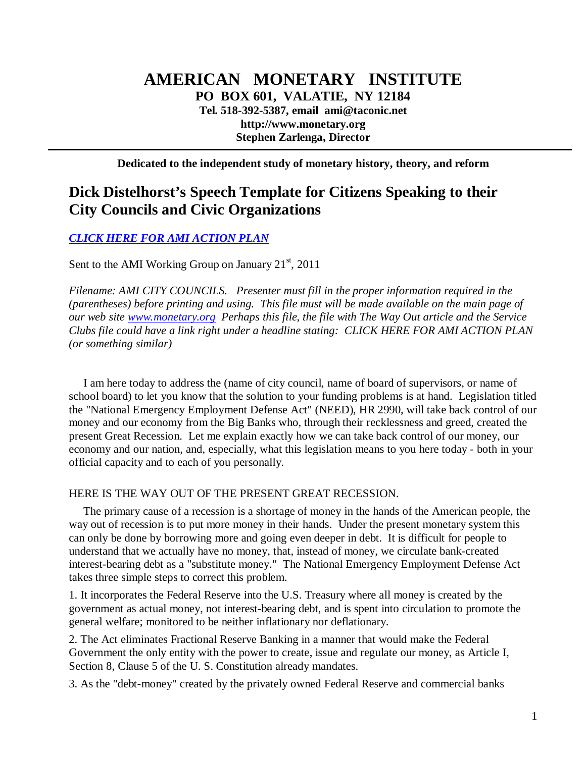# AMERICAN MONETARY INSTITUTE

**PO BOX 601, VALATIE, NY 12184**
**Tel. 518-392-5387, email ami@taconic.net**
**http://www.monetary.org**
**Stephen Zarlenga, Director**

---

**Dedicated to the independent study of monetary history, theory, and reform**

## Dick Distelhorst's Speech Template for Citizens Speaking to their City Councils and Civic Organizations

***CLICK HERE FOR AMI ACTION PLAN***

Sent to the AMI Working Group on January 21st, 2011

*Filename: AMI CITY COUNCILS. Presenter must fill in the proper information required in the (parentheses) before printing and using. This file must will be made available on the main page of our web site www.monetary.org Perhaps this file, the file with The Way Out article and the Service Clubs file could have a link right under a headline stating: CLICK HERE FOR AMI ACTION PLAN (or something similar)*

I am here today to address the (name of city council, name of board of supervisors, or name of school board) to let you know that the solution to your funding problems is at hand. Legislation titled the "National Emergency Employment Defense Act" (NEED), HR 2990, will take back control of our money and our economy from the Big Banks who, through their recklessness and greed, created the present Great Recession. Let me explain exactly how we can take back control of our money, our economy and our nation, and, especially, what this legislation means to you here today - both in your official capacity and to each of you personally.

HERE IS THE WAY OUT OF THE PRESENT GREAT RECESSION.

The primary cause of a recession is a shortage of money in the hands of the American people, the way out of recession is to put more money in their hands. Under the present monetary system this can only be done by borrowing more and going even deeper in debt. It is difficult for people to understand that we actually have no money, that, instead of money, we circulate bank-created interest-bearing debt as a "substitute money." The National Emergency Employment Defense Act takes three simple steps to correct this problem.

1. It incorporates the Federal Reserve into the U.S. Treasury where all money is created by the government as actual money, not interest-bearing debt, and is spent into circulation to promote the general welfare; monitored to be neither inflationary nor deflationary.

2. The Act eliminates Fractional Reserve Banking in a manner that would make the Federal Government the only entity with the power to create, issue and regulate our money, as Article I, Section 8, Clause 5 of the U. S. Constitution already mandates.

3. As the "debt-money" created by the privately owned Federal Reserve and commercial banks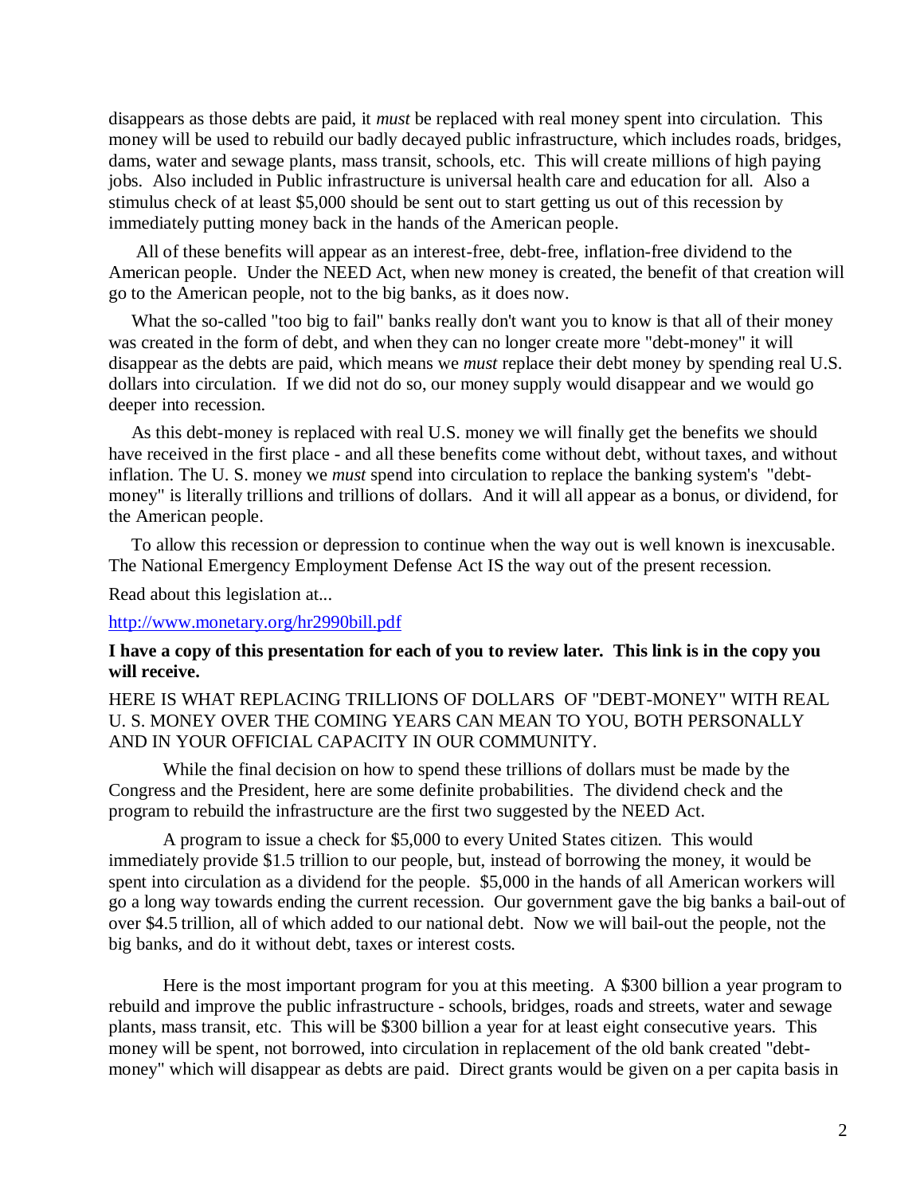disappears as those debts are paid, it *must* be replaced with real money spent into circulation. This money will be used to rebuild our badly decayed public infrastructure, which includes roads, bridges, dams, water and sewage plants, mass transit, schools, etc. This will create millions of high paying jobs. Also included in Public infrastructure is universal health care and education for all. Also a stimulus check of at least $5,000 should be sent out to start getting us out of this recession by immediately putting money back in the hands of the American people.

All of these benefits will appear as an interest-free, debt-free, inflation-free dividend to the American people. Under the NEED Act, when new money is created, the benefit of that creation will go to the American people, not to the big banks, as it does now.

What the so-called "too big to fail" banks really don't want you to know is that all of their money was created in the form of debt, and when they can no longer create more "debt-money" it will disappear as the debts are paid, which means we *must* replace their debt money by spending real U.S. dollars into circulation. If we did not do so, our money supply would disappear and we would go deeper into recession.

As this debt-money is replaced with real U.S. money we will finally get the benefits we should have received in the first place - and all these benefits come without debt, without taxes, and without inflation. The U. S. money we *must* spend into circulation to replace the banking system's "debt-money" is literally trillions and trillions of dollars. And it will all appear as a bonus, or dividend, for the American people.

To allow this recession or depression to continue when the way out is well known is inexcusable. The National Emergency Employment Defense Act IS the way out of the present recession.

Read about this legislation at...

http://www.monetary.org/hr2990bill.pdf

**I have a copy of this presentation for each of you to review later. This link is in the copy you will receive.**

HERE IS WHAT REPLACING TRILLIONS OF DOLLARS OF "DEBT-MONEY" WITH REAL U. S. MONEY OVER THE COMING YEARS CAN MEAN TO YOU, BOTH PERSONALLY AND IN YOUR OFFICIAL CAPACITY IN OUR COMMUNITY.

While the final decision on how to spend these trillions of dollars must be made by the Congress and the President, here are some definite probabilities. The dividend check and the program to rebuild the infrastructure are the first two suggested by the NEED Act.

A program to issue a check for $5,000 to every United States citizen. This would immediately provide $1.5 trillion to our people, but, instead of borrowing the money, it would be spent into circulation as a dividend for the people. $5,000 in the hands of all American workers will go a long way towards ending the current recession. Our government gave the big banks a bail-out of over $4.5 trillion, all of which added to our national debt. Now we will bail-out the people, not the big banks, and do it without debt, taxes or interest costs.

Here is the most important program for you at this meeting. A $300 billion a year program to rebuild and improve the public infrastructure - schools, bridges, roads and streets, water and sewage plants, mass transit, etc. This will be $300 billion a year for at least eight consecutive years. This money will be spent, not borrowed, into circulation in replacement of the old bank created "debt-money" which will disappear as debts are paid. Direct grants would be given on a per capita basis in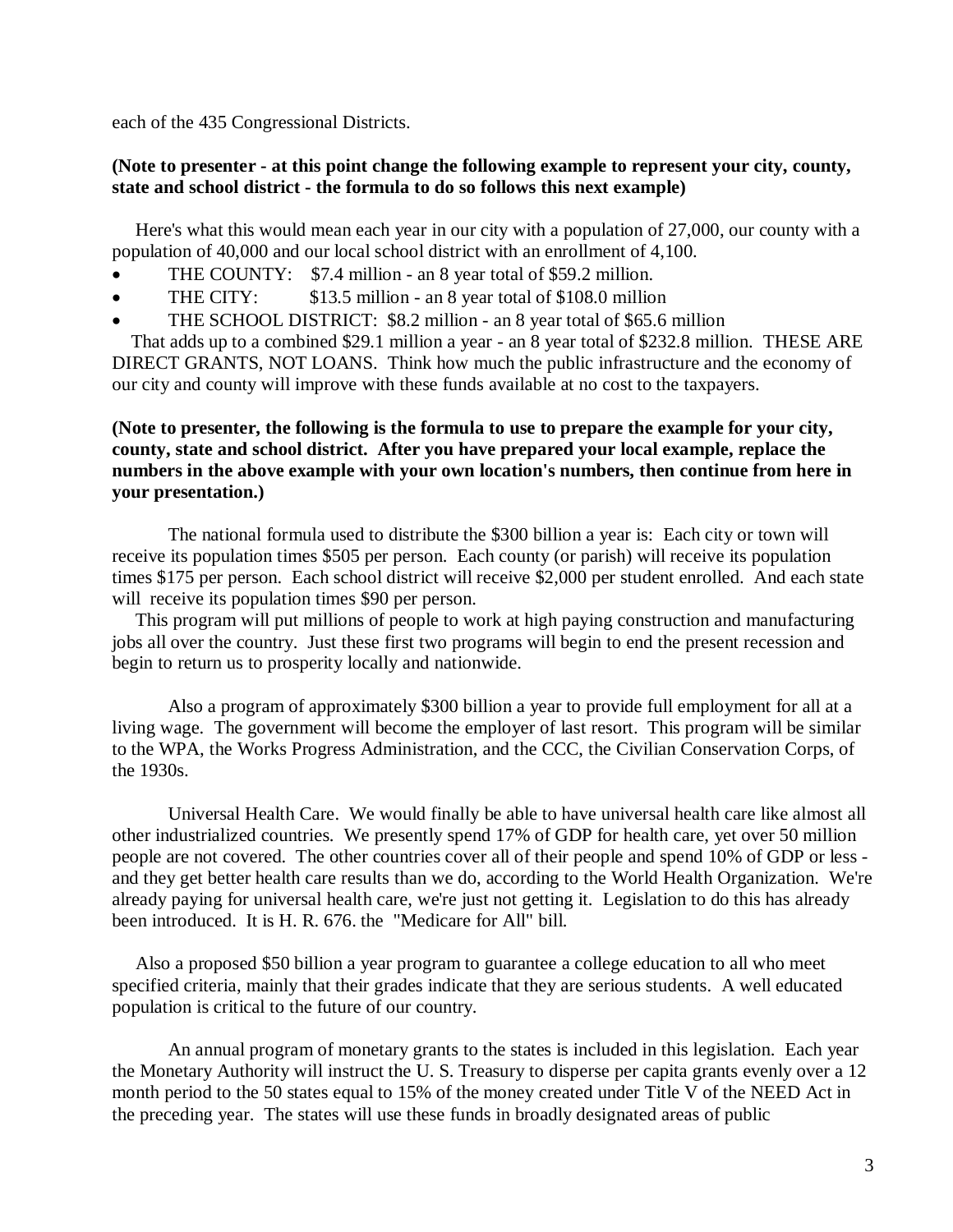each of the 435 Congressional Districts.

**(Note to presenter - at this point change the following example to represent your city, county, state and school district - the formula to do so follows this next example)**

Here's what this would mean each year in our city with a population of 27,000, our county with a population of 40,000 and our local school district with an enrollment of 4,100.

- THE COUNTY: $7.4 million - an 8 year total of $59.2 million.
- THE CITY: $13.5 million - an 8 year total of $108.0 million
- THE SCHOOL DISTRICT: $8.2 million - an 8 year total of $65.6 million

That adds up to a combined $29.1 million a year - an 8 year total of $232.8 million. THESE ARE DIRECT GRANTS, NOT LOANS. Think how much the public infrastructure and the economy of our city and county will improve with these funds available at no cost to the taxpayers.

**(Note to presenter, the following is the formula to use to prepare the example for your city, county, state and school district. After you have prepared your local example, replace the numbers in the above example with your own location's numbers, then continue from here in your presentation.)**

The national formula used to distribute the $300 billion a year is: Each city or town will receive its population times $505 per person. Each county (or parish) will receive its population times $175 per person. Each school district will receive $2,000 per student enrolled. And each state will receive its population times $90 per person.

This program will put millions of people to work at high paying construction and manufacturing jobs all over the country. Just these first two programs will begin to end the present recession and begin to return us to prosperity locally and nationwide.

Also a program of approximately $300 billion a year to provide full employment for all at a living wage. The government will become the employer of last resort. This program will be similar to the WPA, the Works Progress Administration, and the CCC, the Civilian Conservation Corps, of the 1930s.

Universal Health Care. We would finally be able to have universal health care like almost all other industrialized countries. We presently spend 17% of GDP for health care, yet over 50 million people are not covered. The other countries cover all of their people and spend 10% of GDP or less - and they get better health care results than we do, according to the World Health Organization. We're already paying for universal health care, we're just not getting it. Legislation to do this has already been introduced. It is H. R. 676. the "Medicare for All" bill.

Also a proposed $50 billion a year program to guarantee a college education to all who meet specified criteria, mainly that their grades indicate that they are serious students. A well educated population is critical to the future of our country.

An annual program of monetary grants to the states is included in this legislation. Each year the Monetary Authority will instruct the U. S. Treasury to disperse per capita grants evenly over a 12 month period to the 50 states equal to 15% of the money created under Title V of the NEED Act in the preceding year. The states will use these funds in broadly designated areas of public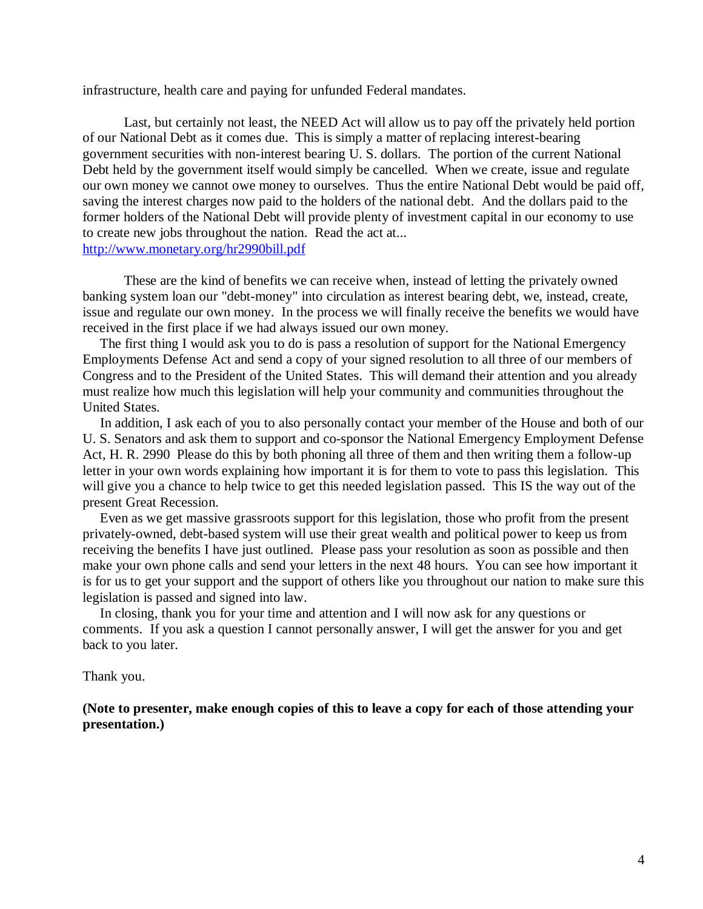infrastructure, health care and paying for unfunded Federal mandates.

Last, but certainly not least, the NEED Act will allow us to pay off the privately held portion of our National Debt as it comes due. This is simply a matter of replacing interest-bearing government securities with non-interest bearing U. S. dollars. The portion of the current National Debt held by the government itself would simply be cancelled. When we create, issue and regulate our own money we cannot owe money to ourselves. Thus the entire National Debt would be paid off, saving the interest charges now paid to the holders of the national debt. And the dollars paid to the former holders of the National Debt will provide plenty of investment capital in our economy to use to create new jobs throughout the nation. Read the act at...
http://www.monetary.org/hr2990bill.pdf

These are the kind of benefits we can receive when, instead of letting the privately owned banking system loan our "debt-money" into circulation as interest bearing debt, we, instead, create, issue and regulate our own money. In the process we will finally receive the benefits we would have received in the first place if we had always issued our own money.

The first thing I would ask you to do is pass a resolution of support for the National Emergency Employments Defense Act and send a copy of your signed resolution to all three of our members of Congress and to the President of the United States. This will demand their attention and you already must realize how much this legislation will help your community and communities throughout the United States.

In addition, I ask each of you to also personally contact your member of the House and both of our U. S. Senators and ask them to support and co-sponsor the National Emergency Employment Defense Act, H. R. 2990 Please do this by both phoning all three of them and then writing them a follow-up letter in your own words explaining how important it is for them to vote to pass this legislation. This will give you a chance to help twice to get this needed legislation passed. This IS the way out of the present Great Recession.

Even as we get massive grassroots support for this legislation, those who profit from the present privately-owned, debt-based system will use their great wealth and political power to keep us from receiving the benefits I have just outlined. Please pass your resolution as soon as possible and then make your own phone calls and send your letters in the next 48 hours. You can see how important it is for us to get your support and the support of others like you throughout our nation to make sure this legislation is passed and signed into law.

In closing, thank you for your time and attention and I will now ask for any questions or comments. If you ask a question I cannot personally answer, I will get the answer for you and get back to you later.

Thank you.

**(Note to presenter, make enough copies of this to leave a copy for each of those attending your presentation.)**